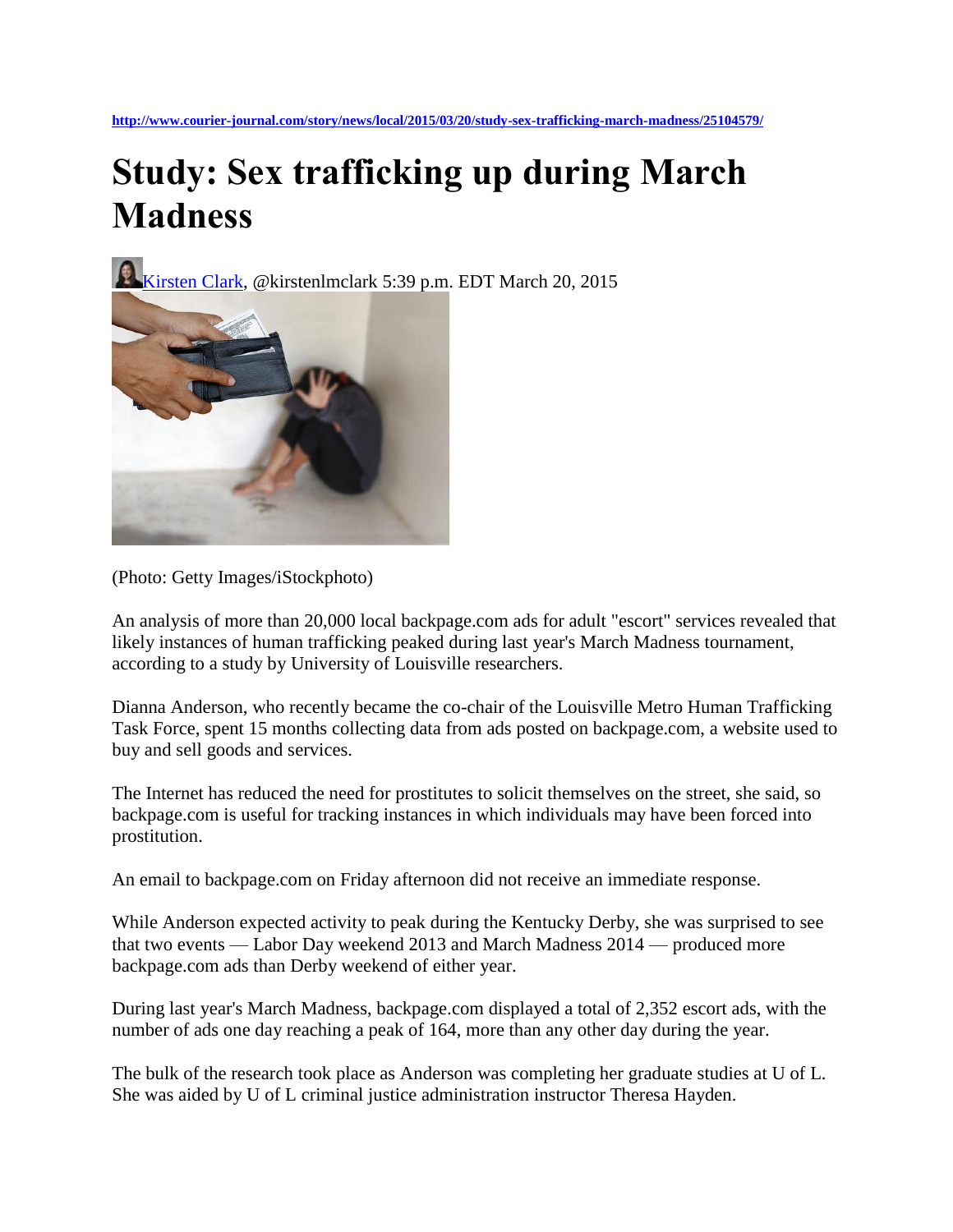http://www.courier-journal.com/story/news/local/2015/03/20/study-sex-trafficking-march-madness/25104579/

# Study: Sex trafficking up during March Madness

Kirsten Clark, @kirstenlmclark 5:39 p.m. EDT March 20, 2015

(Photo: Getty Images/iStockphoto)

An analysis of more than 20,000 local backpage.com ads for adult "escort" services revealed that likely instances of human trafficking peaked during last year's March Madness tournament, according to a study by University of Louisville researchers.

Dianna Anderson, who recently became the co-chair of the Louisville Metro Human Trafficking Task Force, spent 15 months collecting data from ads posted on backpage.com, a website used to buy and sell goods and services.

The Internet has reduced the need for prostitutes to solicit themselves on the street, she said, so backpage.com is useful for tracking instances in which individuals may have been forced into prostitution.

An email to backpage.com on Friday afternoon did not receive an immediate response.

While Anderson expected activity to peak during the Kentucky Derby, she was surprised to see that two events — Labor Day weekend 2013 and March Madness 2014 — produced more backpage.com ads than Derby weekend of either year.

During last year's March Madness, backpage.com displayed a total of 2,352 escort ads, with the number of ads one day reaching a peak of 164, more than any other day during the year.

The bulk of the research took place as Anderson was completing her graduate studies at U of L. She was aided by U of L criminal justice administration instructor Theresa Hayden.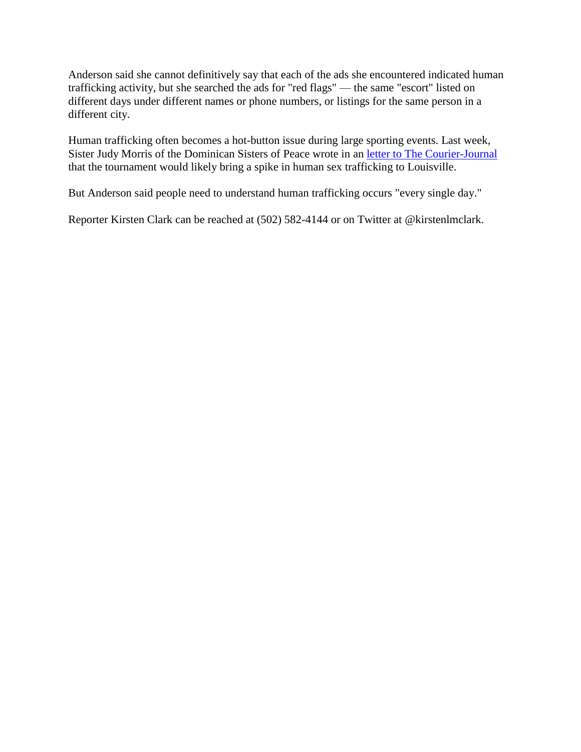Anderson said she cannot definitively say that each of the ads she encountered indicated human trafficking activity, but she searched the ads for "red flags" — the same "escort" listed on different days under different names or phone numbers, or listings for the same person in a different city.

Human trafficking often becomes a hot-button issue during large sporting events. Last week, Sister Judy Morris of the Dominican Sisters of Peace wrote in an [letter to The Courier-Journal] that the tournament would likely bring a spike in human sex trafficking to Louisville.

But Anderson said people need to understand human trafficking occurs "every single day."

Reporter Kirsten Clark can be reached at (502) 582-4144 or on Twitter at @kirstenlmclark.